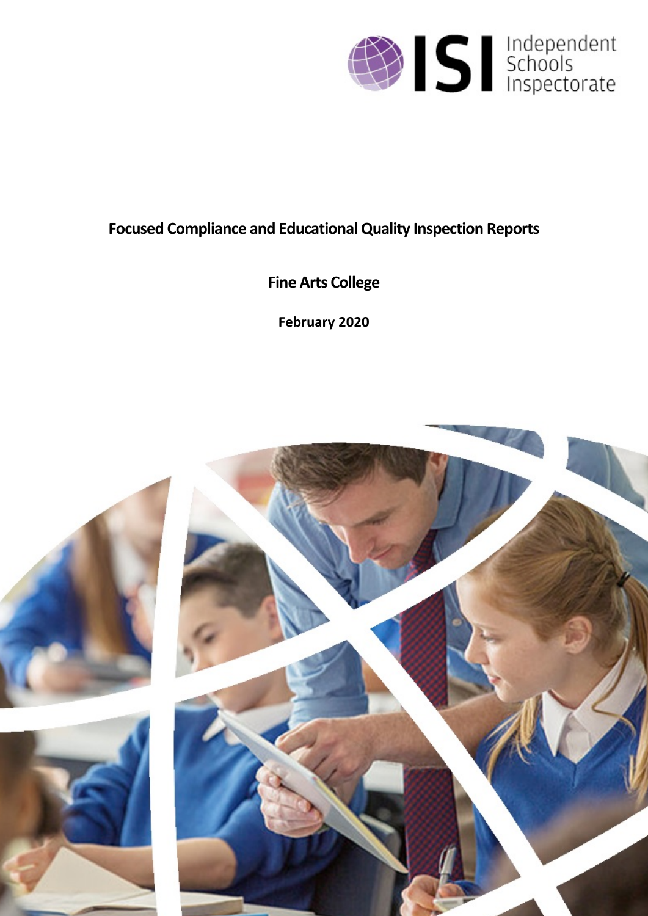# Focused Compliance and Educational Quality Inspection Reports

## Fine Arts College

**February 2020**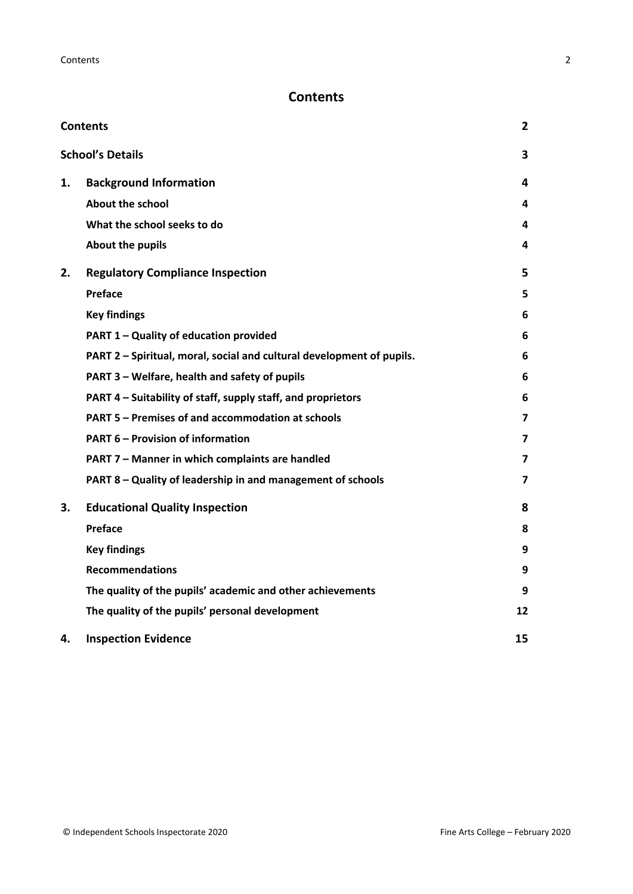# Contents

| | | |
|---|---|---|
| **Contents** | | **2** |
| **School's Details** | | **3** |
| **1.** | **Background Information** | **4** |
| | **About the school** | **4** |
| | **What the school seeks to do** | **4** |
| | **About the pupils** | **4** |
| **2.** | **Regulatory Compliance Inspection** | **5** |
| | **Preface** | **5** |
| | **Key findings** | **6** |
| | **PART 1 – Quality of education provided** | **6** |
| | **PART 2 – Spiritual, moral, social and cultural development of pupils.** | **6** |
| | **PART 3 – Welfare, health and safety of pupils** | **6** |
| | **PART 4 – Suitability of staff, supply staff, and proprietors** | **6** |
| | **PART 5 – Premises of and accommodation at schools** | **7** |
| | **PART 6 – Provision of information** | **7** |
| | **PART 7 – Manner in which complaints are handled** | **7** |
| | **PART 8 – Quality of leadership in and management of schools** | **7** |
| **3.** | **Educational Quality Inspection** | **8** |
| | **Preface** | **8** |
| | **Key findings** | **9** |
| | **Recommendations** | **9** |
| | **The quality of the pupils' academic and other achievements** | **9** |
| | **The quality of the pupils' personal development** | **12** |
| **4.** | **Inspection Evidence** | **15** |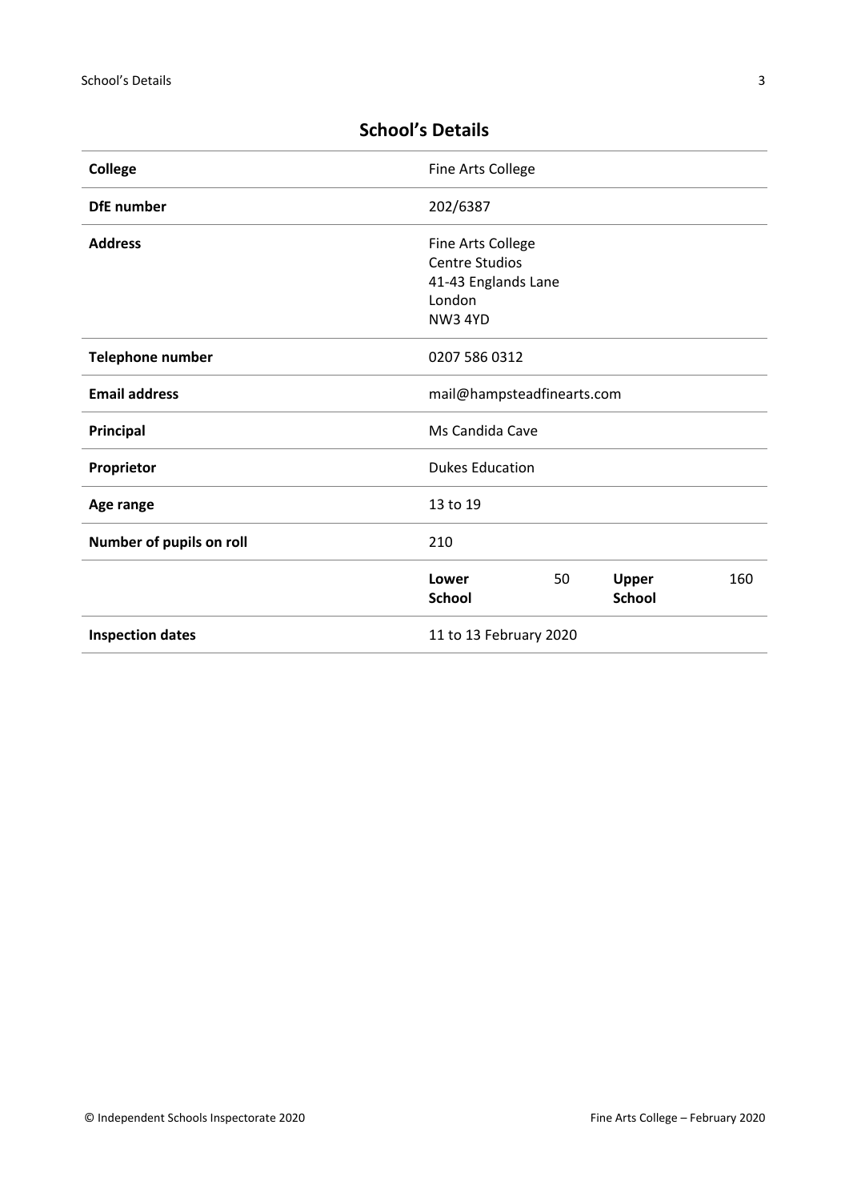## School's Details

| | | | | |
|---|---|---|---|---|
| **College** | Fine Arts College | | | |
| **DfE number** | 202/6387 | | | |
| **Address** | Fine Arts College<br>Centre Studios<br>41-43 Englands Lane<br>London<br>NW3 4YD | | | |
| **Telephone number** | 0207 586 0312 | | | |
| **Email address** | mail@hampsteadfinearts.com | | | |
| **Principal** | Ms Candida Cave | | | |
| **Proprietor** | Dukes Education | | | |
| **Age range** | 13 to 19 | | | |
| **Number of pupils on roll** | 210 | | | |
| | **Lower School** | 50 | **Upper School** | 160 |
| **Inspection dates** | 11 to 13 February 2020 | | | |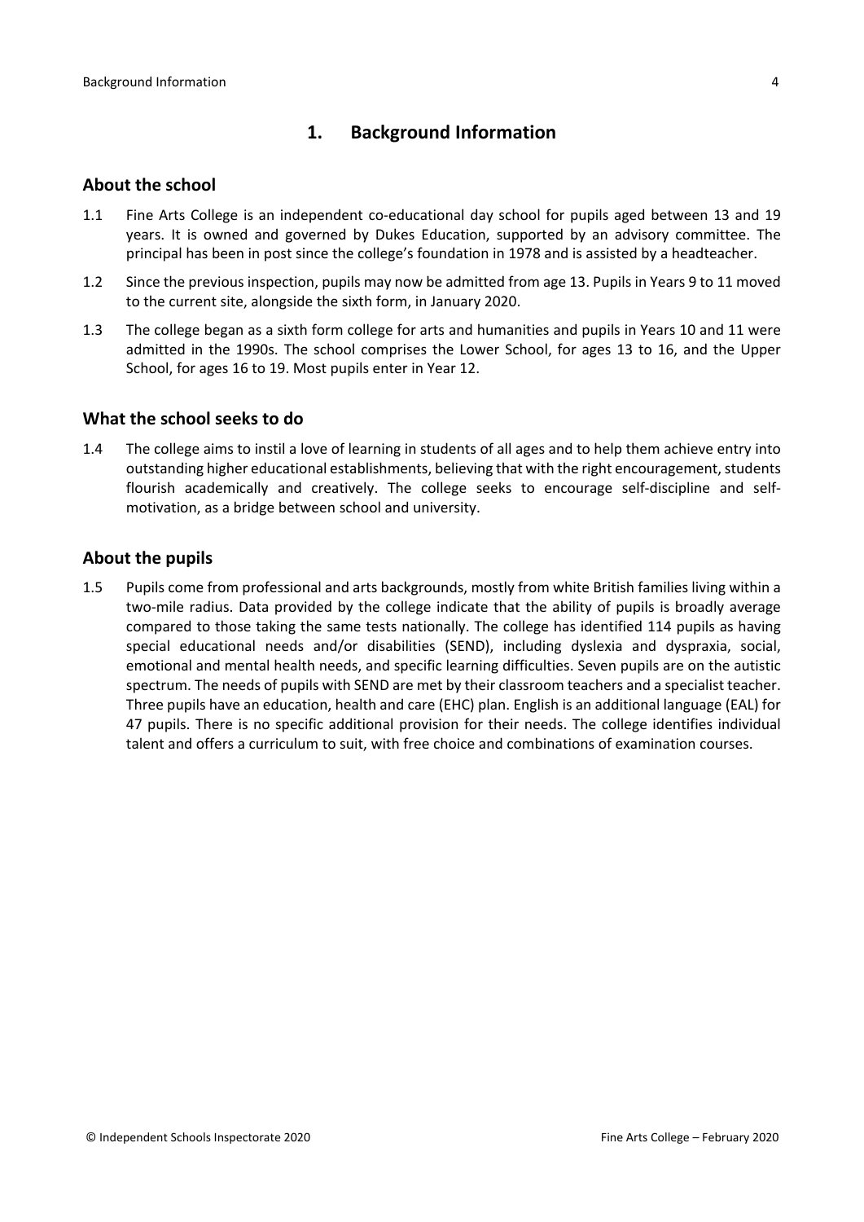## 1. Background Information

### About the school

1.1 Fine Arts College is an independent co-educational day school for pupils aged between 13 and 19 years. It is owned and governed by Dukes Education, supported by an advisory committee. The principal has been in post since the college's foundation in 1978 and is assisted by a headteacher.

1.2 Since the previous inspection, pupils may now be admitted from age 13. Pupils in Years 9 to 11 moved to the current site, alongside the sixth form, in January 2020.

1.3 The college began as a sixth form college for arts and humanities and pupils in Years 10 and 11 were admitted in the 1990s. The school comprises the Lower School, for ages 13 to 16, and the Upper School, for ages 16 to 19. Most pupils enter in Year 12.

### What the school seeks to do

1.4 The college aims to instil a love of learning in students of all ages and to help them achieve entry into outstanding higher educational establishments, believing that with the right encouragement, students flourish academically and creatively. The college seeks to encourage self-discipline and self-motivation, as a bridge between school and university.

### About the pupils

1.5 Pupils come from professional and arts backgrounds, mostly from white British families living within a two-mile radius. Data provided by the college indicate that the ability of pupils is broadly average compared to those taking the same tests nationally. The college has identified 114 pupils as having special educational needs and/or disabilities (SEND), including dyslexia and dyspraxia, social, emotional and mental health needs, and specific learning difficulties. Seven pupils are on the autistic spectrum. The needs of pupils with SEND are met by their classroom teachers and a specialist teacher. Three pupils have an education, health and care (EHC) plan. English is an additional language (EAL) for 47 pupils. There is no specific additional provision for their needs. The college identifies individual talent and offers a curriculum to suit, with free choice and combinations of examination courses.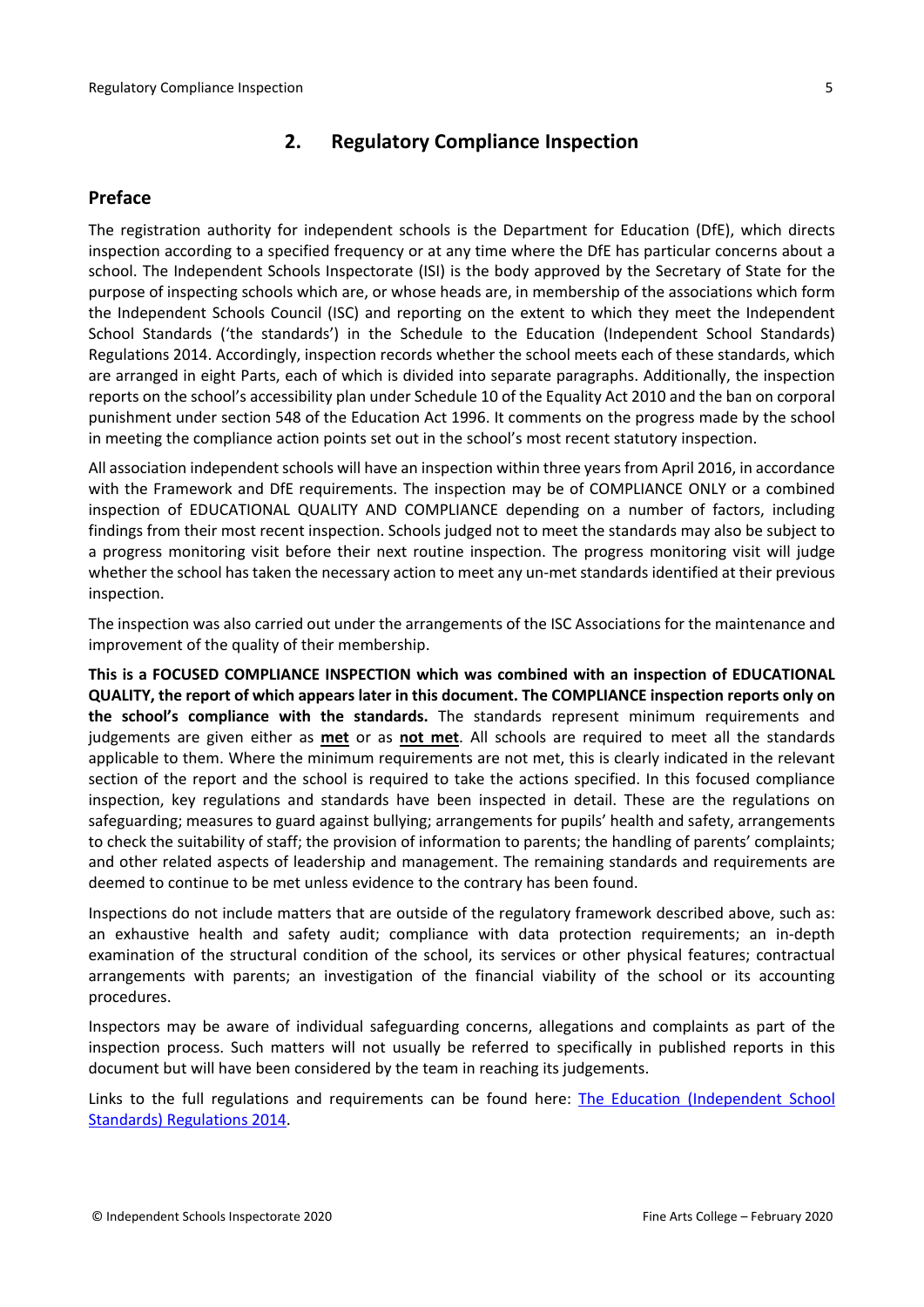## 2. Regulatory Compliance Inspection

### Preface

The registration authority for independent schools is the Department for Education (DfE), which directs inspection according to a specified frequency or at any time where the DfE has particular concerns about a school. The Independent Schools Inspectorate (ISI) is the body approved by the Secretary of State for the purpose of inspecting schools which are, or whose heads are, in membership of the associations which form the Independent Schools Council (ISC) and reporting on the extent to which they meet the Independent School Standards ('the standards') in the Schedule to the Education (Independent School Standards) Regulations 2014. Accordingly, inspection records whether the school meets each of these standards, which are arranged in eight Parts, each of which is divided into separate paragraphs. Additionally, the inspection reports on the school's accessibility plan under Schedule 10 of the Equality Act 2010 and the ban on corporal punishment under section 548 of the Education Act 1996. It comments on the progress made by the school in meeting the compliance action points set out in the school's most recent statutory inspection.

All association independent schools will have an inspection within three years from April 2016, in accordance with the Framework and DfE requirements. The inspection may be of COMPLIANCE ONLY or a combined inspection of EDUCATIONAL QUALITY AND COMPLIANCE depending on a number of factors, including findings from their most recent inspection. Schools judged not to meet the standards may also be subject to a progress monitoring visit before their next routine inspection. The progress monitoring visit will judge whether the school has taken the necessary action to meet any un-met standards identified at their previous inspection.

The inspection was also carried out under the arrangements of the ISC Associations for the maintenance and improvement of the quality of their membership.

**This is a FOCUSED COMPLIANCE INSPECTION which was combined with an inspection of EDUCATIONAL QUALITY, the report of which appears later in this document. The COMPLIANCE inspection reports only on the school's compliance with the standards.** The standards represent minimum requirements and judgements are given either as **met** or as **not met**. All schools are required to meet all the standards applicable to them. Where the minimum requirements are not met, this is clearly indicated in the relevant section of the report and the school is required to take the actions specified. In this focused compliance inspection, key regulations and standards have been inspected in detail. These are the regulations on safeguarding; measures to guard against bullying; arrangements for pupils' health and safety, arrangements to check the suitability of staff; the provision of information to parents; the handling of parents' complaints; and other related aspects of leadership and management. The remaining standards and requirements are deemed to continue to be met unless evidence to the contrary has been found.

Inspections do not include matters that are outside of the regulatory framework described above, such as: an exhaustive health and safety audit; compliance with data protection requirements; an in-depth examination of the structural condition of the school, its services or other physical features; contractual arrangements with parents; an investigation of the financial viability of the school or its accounting procedures.

Inspectors may be aware of individual safeguarding concerns, allegations and complaints as part of the inspection process. Such matters will not usually be referred to specifically in published reports in this document but will have been considered by the team in reaching its judgements.

Links to the full regulations and requirements can be found here: The Education (Independent School Standards) Regulations 2014.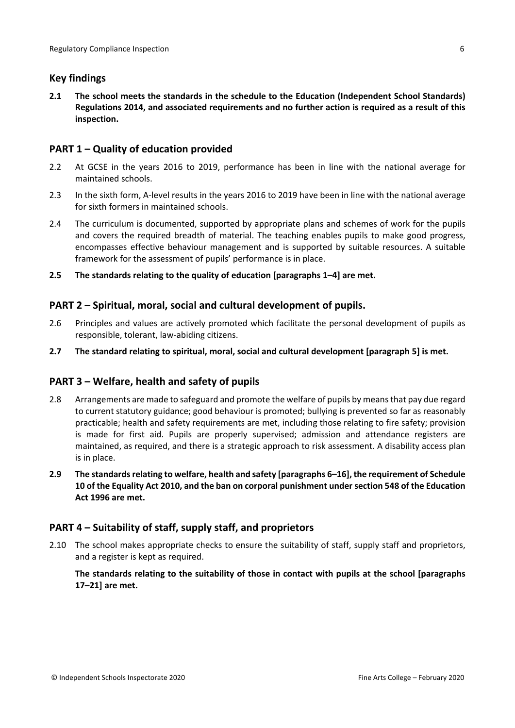## Key findings

**2.1 The school meets the standards in the schedule to the Education (Independent School Standards) Regulations 2014, and associated requirements and no further action is required as a result of this inspection.**

## PART 1 – Quality of education provided

2.2 At GCSE in the years 2016 to 2019, performance has been in line with the national average for maintained schools.

2.3 In the sixth form, A-level results in the years 2016 to 2019 have been in line with the national average for sixth formers in maintained schools.

2.4 The curriculum is documented, supported by appropriate plans and schemes of work for the pupils and covers the required breadth of material. The teaching enables pupils to make good progress, encompasses effective behaviour management and is supported by suitable resources. A suitable framework for the assessment of pupils' performance is in place.

**2.5 The standards relating to the quality of education [paragraphs 1–4] are met.**

## PART 2 – Spiritual, moral, social and cultural development of pupils.

2.6 Principles and values are actively promoted which facilitate the personal development of pupils as responsible, tolerant, law-abiding citizens.

**2.7 The standard relating to spiritual, moral, social and cultural development [paragraph 5] is met.**

## PART 3 – Welfare, health and safety of pupils

2.8 Arrangements are made to safeguard and promote the welfare of pupils by means that pay due regard to current statutory guidance; good behaviour is promoted; bullying is prevented so far as reasonably practicable; health and safety requirements are met, including those relating to fire safety; provision is made for first aid. Pupils are properly supervised; admission and attendance registers are maintained, as required, and there is a strategic approach to risk assessment. A disability access plan is in place.

**2.9 The standards relating to welfare, health and safety [paragraphs 6–16], the requirement of Schedule 10 of the Equality Act 2010, and the ban on corporal punishment under section 548 of the Education Act 1996 are met.**

## PART 4 – Suitability of staff, supply staff, and proprietors

2.10 The school makes appropriate checks to ensure the suitability of staff, supply staff and proprietors, and a register is kept as required.

**The standards relating to the suitability of those in contact with pupils at the school [paragraphs 17–21] are met.**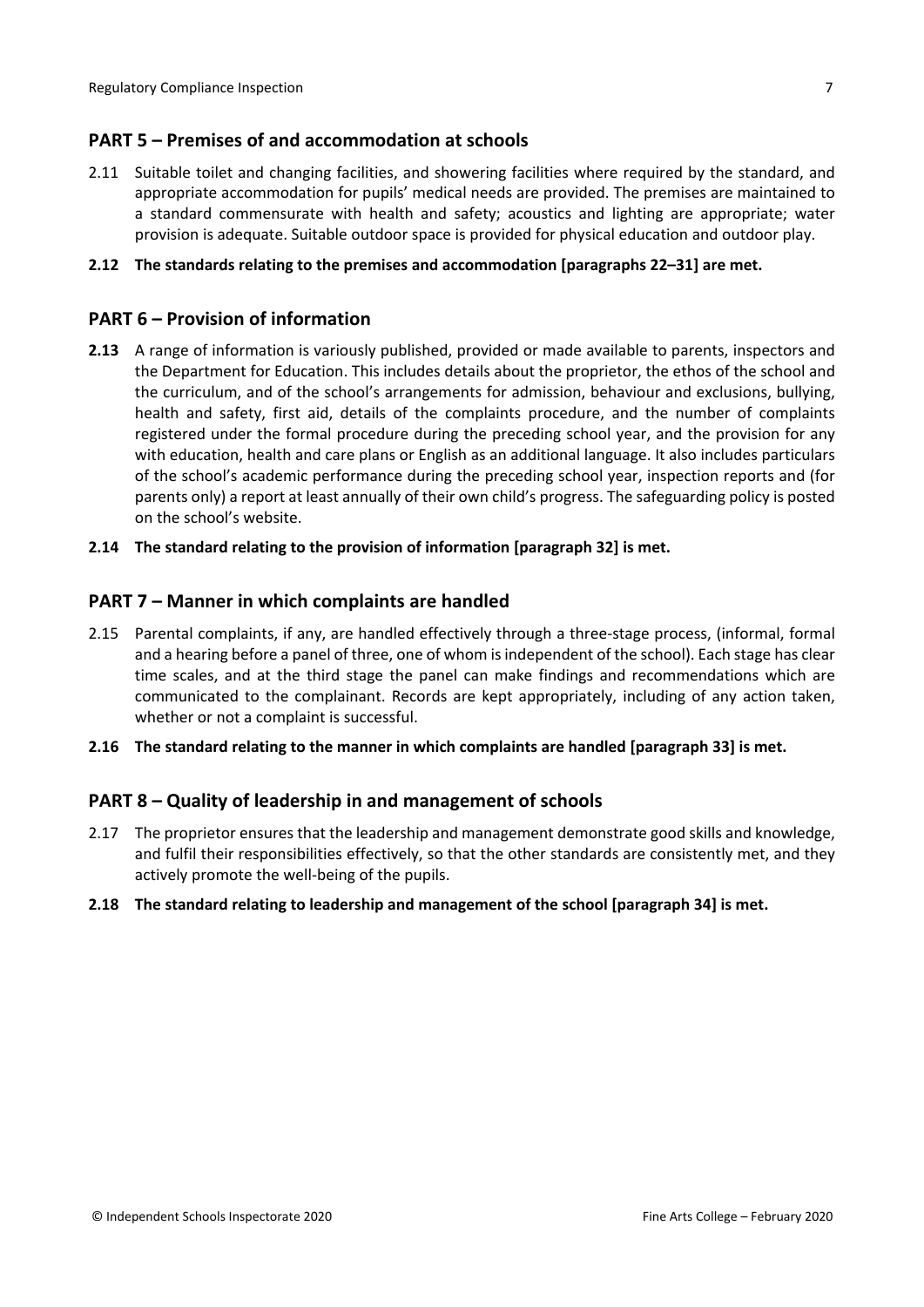## PART 5 – Premises of and accommodation at schools

2.11 Suitable toilet and changing facilities, and showering facilities where required by the standard, and appropriate accommodation for pupils' medical needs are provided. The premises are maintained to a standard commensurate with health and safety; acoustics and lighting are appropriate; water provision is adequate. Suitable outdoor space is provided for physical education and outdoor play.

**2.12 The standards relating to the premises and accommodation [paragraphs 22–31] are met.**

## PART 6 – Provision of information

**2.13** A range of information is variously published, provided or made available to parents, inspectors and the Department for Education. This includes details about the proprietor, the ethos of the school and the curriculum, and of the school's arrangements for admission, behaviour and exclusions, bullying, health and safety, first aid, details of the complaints procedure, and the number of complaints registered under the formal procedure during the preceding school year, and the provision for any with education, health and care plans or English as an additional language. It also includes particulars of the school's academic performance during the preceding school year, inspection reports and (for parents only) a report at least annually of their own child's progress. The safeguarding policy is posted on the school's website.

**2.14 The standard relating to the provision of information [paragraph 32] is met.**

## PART 7 – Manner in which complaints are handled

2.15 Parental complaints, if any, are handled effectively through a three-stage process, (informal, formal and a hearing before a panel of three, one of whom is independent of the school). Each stage has clear time scales, and at the third stage the panel can make findings and recommendations which are communicated to the complainant. Records are kept appropriately, including of any action taken, whether or not a complaint is successful.

**2.16 The standard relating to the manner in which complaints are handled [paragraph 33] is met.**

## PART 8 – Quality of leadership in and management of schools

2.17 The proprietor ensures that the leadership and management demonstrate good skills and knowledge, and fulfil their responsibilities effectively, so that the other standards are consistently met, and they actively promote the well-being of the pupils.

**2.18 The standard relating to leadership and management of the school [paragraph 34] is met.**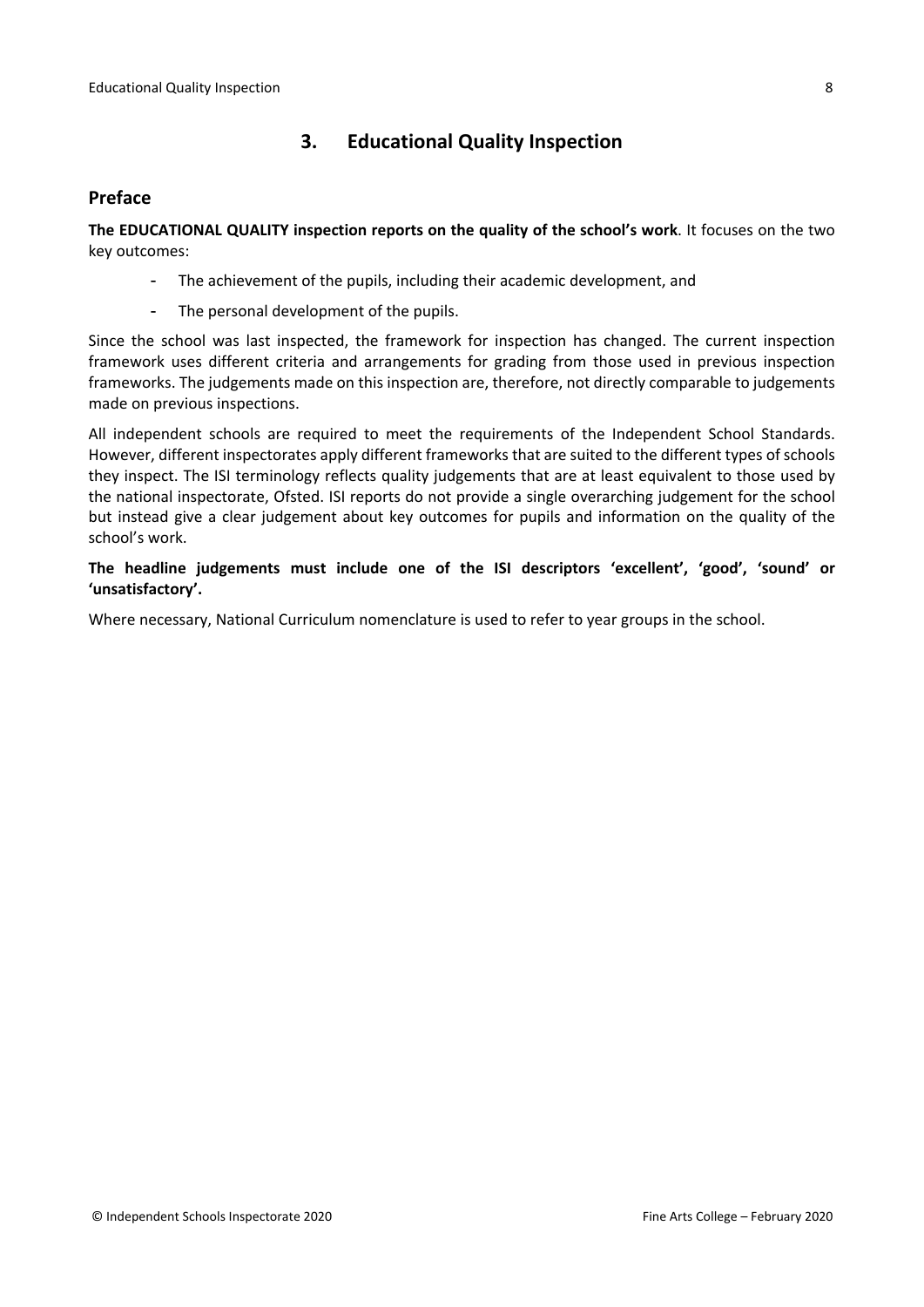## 3. Educational Quality Inspection

### Preface

**The EDUCATIONAL QUALITY inspection reports on the quality of the school's work**. It focuses on the two key outcomes:

- The achievement of the pupils, including their academic development, and
- The personal development of the pupils.

Since the school was last inspected, the framework for inspection has changed. The current inspection framework uses different criteria and arrangements for grading from those used in previous inspection frameworks. The judgements made on this inspection are, therefore, not directly comparable to judgements made on previous inspections.

All independent schools are required to meet the requirements of the Independent School Standards. However, different inspectorates apply different frameworks that are suited to the different types of schools they inspect. The ISI terminology reflects quality judgements that are at least equivalent to those used by the national inspectorate, Ofsted. ISI reports do not provide a single overarching judgement for the school but instead give a clear judgement about key outcomes for pupils and information on the quality of the school's work.

**The headline judgements must include one of the ISI descriptors 'excellent', 'good', 'sound' or 'unsatisfactory'.**

Where necessary, National Curriculum nomenclature is used to refer to year groups in the school.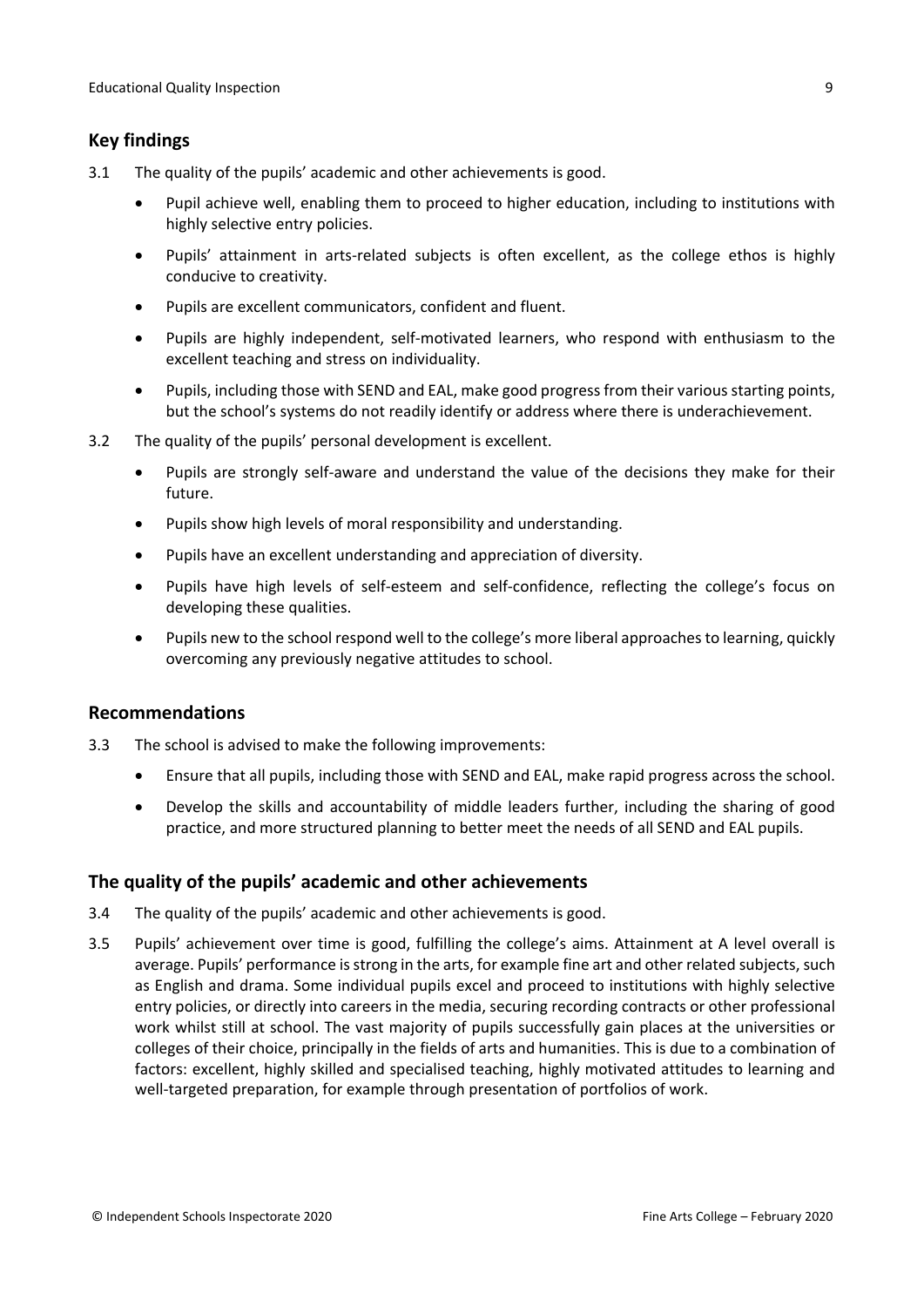## Key findings

3.1 The quality of the pupils' academic and other achievements is good.

- Pupil achieve well, enabling them to proceed to higher education, including to institutions with highly selective entry policies.
- Pupils' attainment in arts-related subjects is often excellent, as the college ethos is highly conducive to creativity.
- Pupils are excellent communicators, confident and fluent.
- Pupils are highly independent, self-motivated learners, who respond with enthusiasm to the excellent teaching and stress on individuality.
- Pupils, including those with SEND and EAL, make good progress from their various starting points, but the school's systems do not readily identify or address where there is underachievement.

3.2 The quality of the pupils' personal development is excellent.

- Pupils are strongly self-aware and understand the value of the decisions they make for their future.
- Pupils show high levels of moral responsibility and understanding.
- Pupils have an excellent understanding and appreciation of diversity.
- Pupils have high levels of self-esteem and self-confidence, reflecting the college's focus on developing these qualities.
- Pupils new to the school respond well to the college's more liberal approaches to learning, quickly overcoming any previously negative attitudes to school.

## Recommendations

3.3 The school is advised to make the following improvements:

- Ensure that all pupils, including those with SEND and EAL, make rapid progress across the school.
- Develop the skills and accountability of middle leaders further, including the sharing of good practice, and more structured planning to better meet the needs of all SEND and EAL pupils.

## The quality of the pupils' academic and other achievements

3.4 The quality of the pupils' academic and other achievements is good.

3.5 Pupils' achievement over time is good, fulfilling the college's aims. Attainment at A level overall is average. Pupils' performance is strong in the arts, for example fine art and other related subjects, such as English and drama. Some individual pupils excel and proceed to institutions with highly selective entry policies, or directly into careers in the media, securing recording contracts or other professional work whilst still at school. The vast majority of pupils successfully gain places at the universities or colleges of their choice, principally in the fields of arts and humanities. This is due to a combination of factors: excellent, highly skilled and specialised teaching, highly motivated attitudes to learning and well-targeted preparation, for example through presentation of portfolios of work.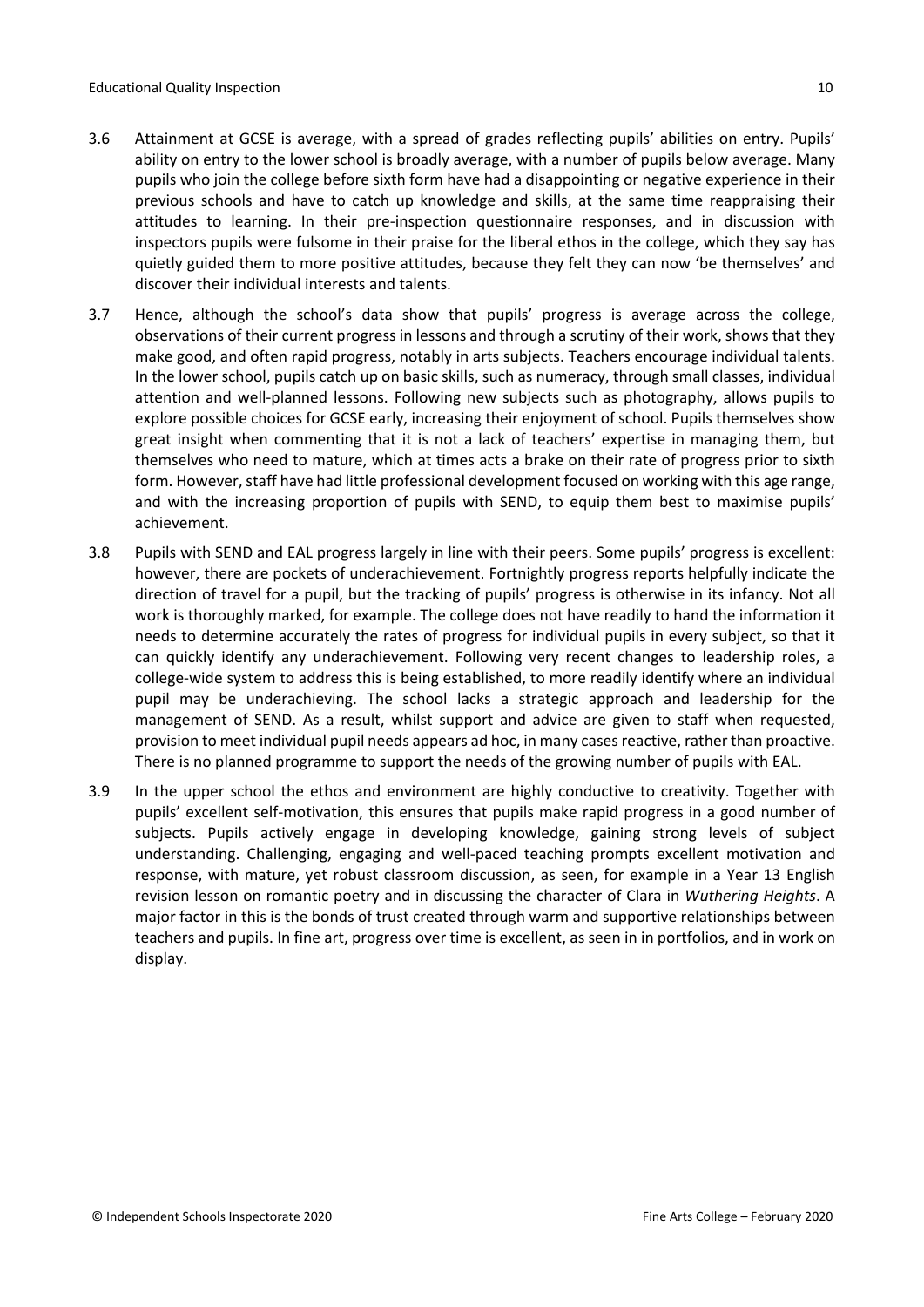3.6 Attainment at GCSE is average, with a spread of grades reflecting pupils' abilities on entry. Pupils' ability on entry to the lower school is broadly average, with a number of pupils below average. Many pupils who join the college before sixth form have had a disappointing or negative experience in their previous schools and have to catch up knowledge and skills, at the same time reappraising their attitudes to learning. In their pre-inspection questionnaire responses, and in discussion with inspectors pupils were fulsome in their praise for the liberal ethos in the college, which they say has quietly guided them to more positive attitudes, because they felt they can now 'be themselves' and discover their individual interests and talents.

3.7 Hence, although the school's data show that pupils' progress is average across the college, observations of their current progress in lessons and through a scrutiny of their work, shows that they make good, and often rapid progress, notably in arts subjects. Teachers encourage individual talents. In the lower school, pupils catch up on basic skills, such as numeracy, through small classes, individual attention and well-planned lessons. Following new subjects such as photography, allows pupils to explore possible choices for GCSE early, increasing their enjoyment of school. Pupils themselves show great insight when commenting that it is not a lack of teachers' expertise in managing them, but themselves who need to mature, which at times acts a brake on their rate of progress prior to sixth form. However, staff have had little professional development focused on working with this age range, and with the increasing proportion of pupils with SEND, to equip them best to maximise pupils' achievement.

3.8 Pupils with SEND and EAL progress largely in line with their peers. Some pupils' progress is excellent: however, there are pockets of underachievement. Fortnightly progress reports helpfully indicate the direction of travel for a pupil, but the tracking of pupils' progress is otherwise in its infancy. Not all work is thoroughly marked, for example. The college does not have readily to hand the information it needs to determine accurately the rates of progress for individual pupils in every subject, so that it can quickly identify any underachievement. Following very recent changes to leadership roles, a college-wide system to address this is being established, to more readily identify where an individual pupil may be underachieving. The school lacks a strategic approach and leadership for the management of SEND. As a result, whilst support and advice are given to staff when requested, provision to meet individual pupil needs appears ad hoc, in many cases reactive, rather than proactive. There is no planned programme to support the needs of the growing number of pupils with EAL.

3.9 In the upper school the ethos and environment are highly conductive to creativity. Together with pupils' excellent self-motivation, this ensures that pupils make rapid progress in a good number of subjects. Pupils actively engage in developing knowledge, gaining strong levels of subject understanding. Challenging, engaging and well-paced teaching prompts excellent motivation and response, with mature, yet robust classroom discussion, as seen, for example in a Year 13 English revision lesson on romantic poetry and in discussing the character of Clara in *Wuthering Heights*. A major factor in this is the bonds of trust created through warm and supportive relationships between teachers and pupils. In fine art, progress over time is excellent, as seen in in portfolios, and in work on display.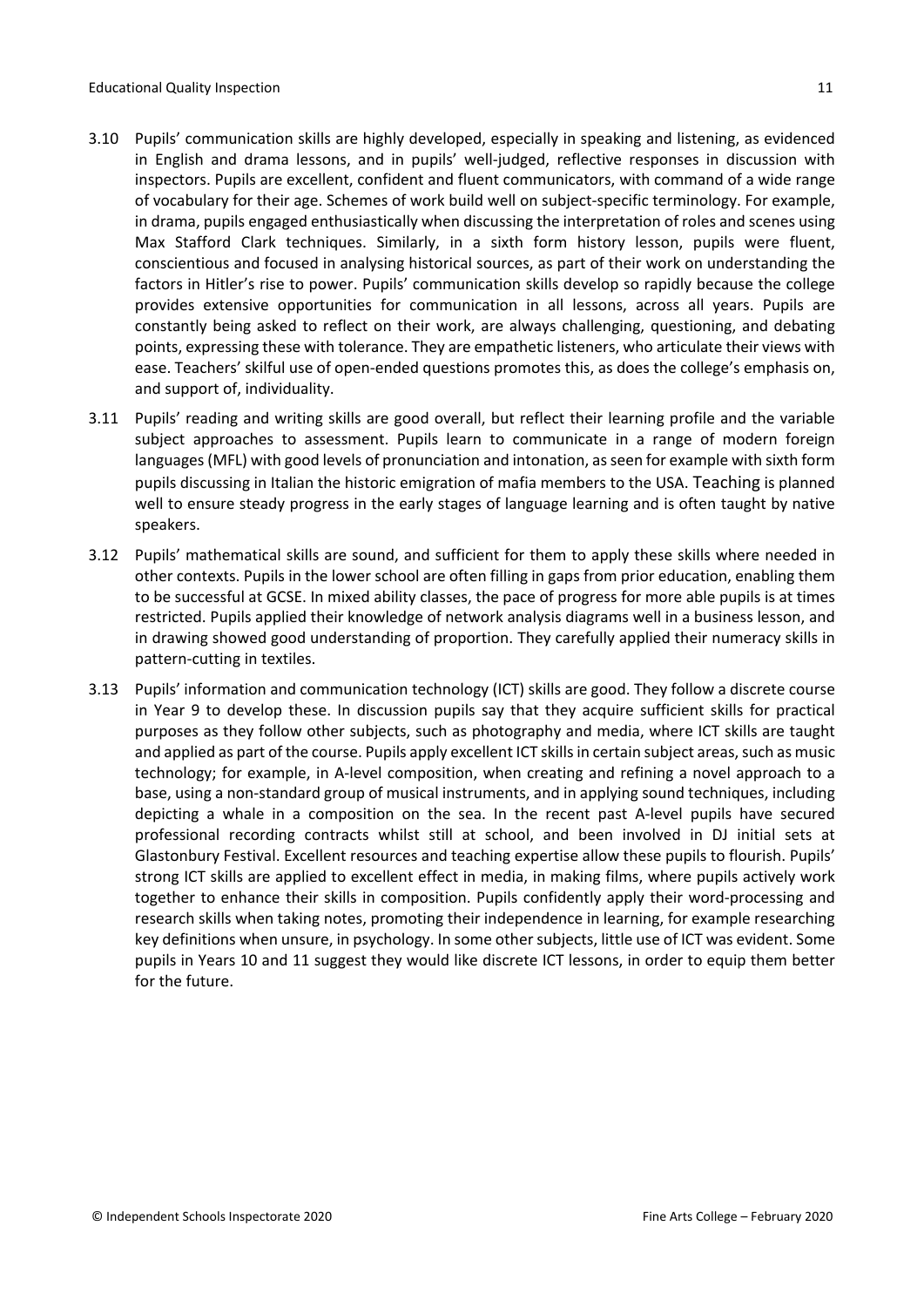3.10 Pupils' communication skills are highly developed, especially in speaking and listening, as evidenced in English and drama lessons, and in pupils' well-judged, reflective responses in discussion with inspectors. Pupils are excellent, confident and fluent communicators, with command of a wide range of vocabulary for their age. Schemes of work build well on subject-specific terminology. For example, in drama, pupils engaged enthusiastically when discussing the interpretation of roles and scenes using Max Stafford Clark techniques. Similarly, in a sixth form history lesson, pupils were fluent, conscientious and focused in analysing historical sources, as part of their work on understanding the factors in Hitler's rise to power. Pupils' communication skills develop so rapidly because the college provides extensive opportunities for communication in all lessons, across all years. Pupils are constantly being asked to reflect on their work, are always challenging, questioning, and debating points, expressing these with tolerance. They are empathetic listeners, who articulate their views with ease. Teachers' skilful use of open-ended questions promotes this, as does the college's emphasis on, and support of, individuality.

3.11 Pupils' reading and writing skills are good overall, but reflect their learning profile and the variable subject approaches to assessment. Pupils learn to communicate in a range of modern foreign languages (MFL) with good levels of pronunciation and intonation, as seen for example with sixth form pupils discussing in Italian the historic emigration of mafia members to the USA. Teaching is planned well to ensure steady progress in the early stages of language learning and is often taught by native speakers.

3.12 Pupils' mathematical skills are sound, and sufficient for them to apply these skills where needed in other contexts. Pupils in the lower school are often filling in gaps from prior education, enabling them to be successful at GCSE. In mixed ability classes, the pace of progress for more able pupils is at times restricted. Pupils applied their knowledge of network analysis diagrams well in a business lesson, and in drawing showed good understanding of proportion. They carefully applied their numeracy skills in pattern-cutting in textiles.

3.13 Pupils' information and communication technology (ICT) skills are good. They follow a discrete course in Year 9 to develop these. In discussion pupils say that they acquire sufficient skills for practical purposes as they follow other subjects, such as photography and media, where ICT skills are taught and applied as part of the course. Pupils apply excellent ICT skills in certain subject areas, such as music technology; for example, in A-level composition, when creating and refining a novel approach to a base, using a non-standard group of musical instruments, and in applying sound techniques, including depicting a whale in a composition on the sea. In the recent past A-level pupils have secured professional recording contracts whilst still at school, and been involved in DJ initial sets at Glastonbury Festival. Excellent resources and teaching expertise allow these pupils to flourish. Pupils' strong ICT skills are applied to excellent effect in media, in making films, where pupils actively work together to enhance their skills in composition. Pupils confidently apply their word-processing and research skills when taking notes, promoting their independence in learning, for example researching key definitions when unsure, in psychology. In some other subjects, little use of ICT was evident. Some pupils in Years 10 and 11 suggest they would like discrete ICT lessons, in order to equip them better for the future.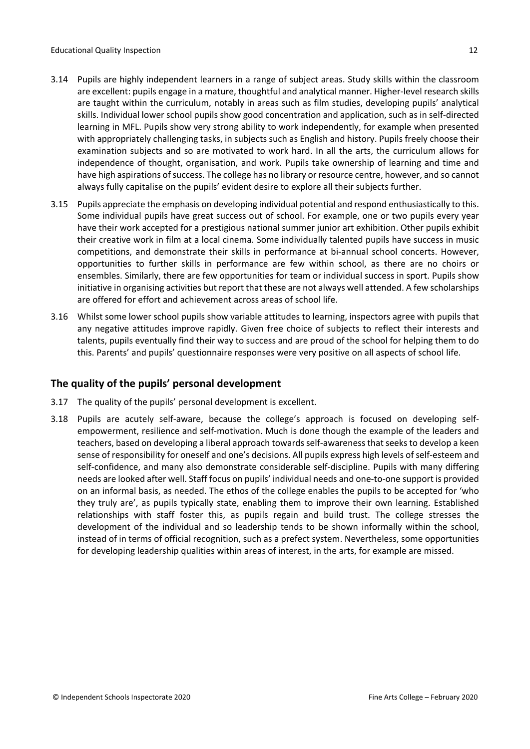3.14 Pupils are highly independent learners in a range of subject areas. Study skills within the classroom are excellent: pupils engage in a mature, thoughtful and analytical manner. Higher-level research skills are taught within the curriculum, notably in areas such as film studies, developing pupils' analytical skills. Individual lower school pupils show good concentration and application, such as in self-directed learning in MFL. Pupils show very strong ability to work independently, for example when presented with appropriately challenging tasks, in subjects such as English and history. Pupils freely choose their examination subjects and so are motivated to work hard. In all the arts, the curriculum allows for independence of thought, organisation, and work. Pupils take ownership of learning and time and have high aspirations of success. The college has no library or resource centre, however, and so cannot always fully capitalise on the pupils' evident desire to explore all their subjects further.

3.15 Pupils appreciate the emphasis on developing individual potential and respond enthusiastically to this. Some individual pupils have great success out of school. For example, one or two pupils every year have their work accepted for a prestigious national summer junior art exhibition. Other pupils exhibit their creative work in film at a local cinema. Some individually talented pupils have success in music competitions, and demonstrate their skills in performance at bi-annual school concerts. However, opportunities to further skills in performance are few within school, as there are no choirs or ensembles. Similarly, there are few opportunities for team or individual success in sport. Pupils show initiative in organising activities but report that these are not always well attended. A few scholarships are offered for effort and achievement across areas of school life.

3.16 Whilst some lower school pupils show variable attitudes to learning, inspectors agree with pupils that any negative attitudes improve rapidly. Given free choice of subjects to reflect their interests and talents, pupils eventually find their way to success and are proud of the school for helping them to do this. Parents' and pupils' questionnaire responses were very positive on all aspects of school life.

## The quality of the pupils' personal development

3.17 The quality of the pupils' personal development is excellent.

3.18 Pupils are acutely self-aware, because the college's approach is focused on developing self-empowerment, resilience and self-motivation. Much is done though the example of the leaders and teachers, based on developing a liberal approach towards self-awareness that seeks to develop a keen sense of responsibility for oneself and one's decisions. All pupils express high levels of self-esteem and self-confidence, and many also demonstrate considerable self-discipline. Pupils with many differing needs are looked after well. Staff focus on pupils' individual needs and one-to-one support is provided on an informal basis, as needed. The ethos of the college enables the pupils to be accepted for 'who they truly are', as pupils typically state, enabling them to improve their own learning. Established relationships with staff foster this, as pupils regain and build trust. The college stresses the development of the individual and so leadership tends to be shown informally within the school, instead of in terms of official recognition, such as a prefect system. Nevertheless, some opportunities for developing leadership qualities within areas of interest, in the arts, for example are missed.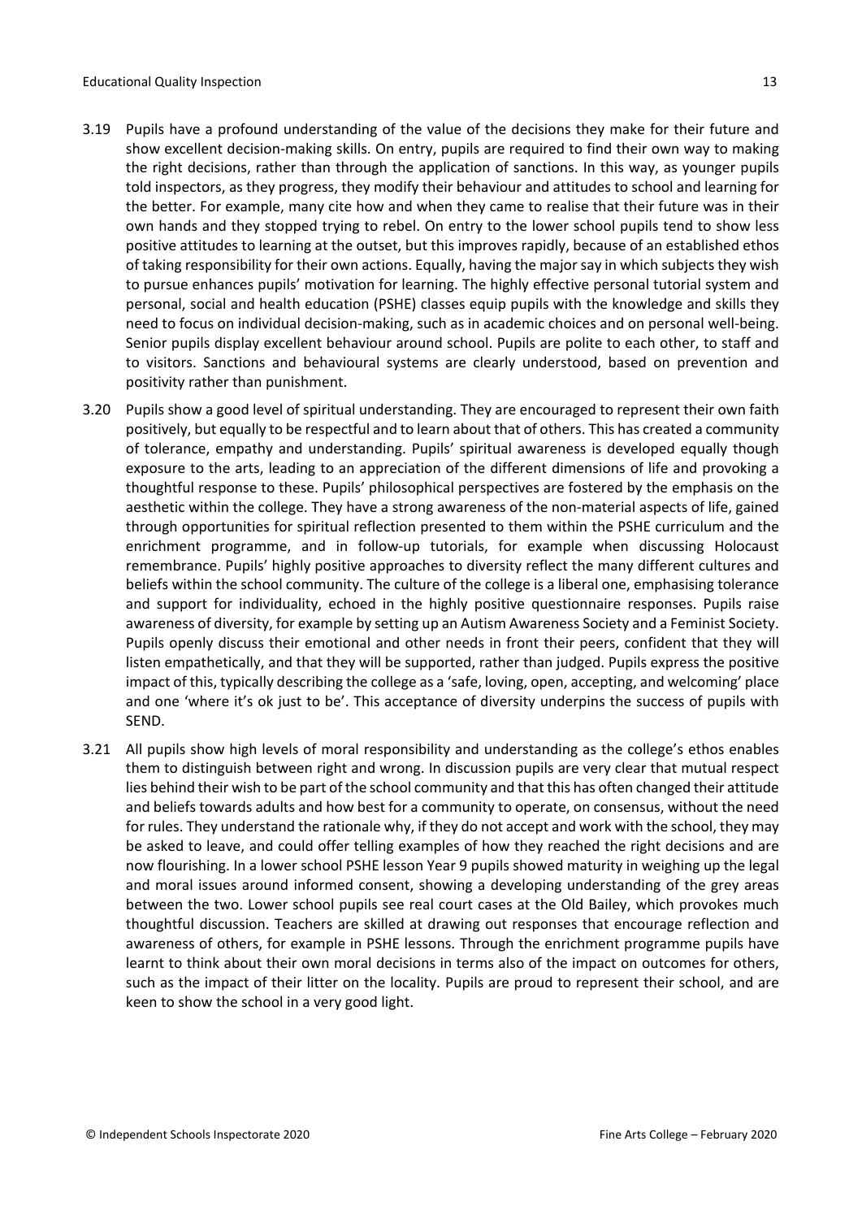3.19 Pupils have a profound understanding of the value of the decisions they make for their future and show excellent decision-making skills. On entry, pupils are required to find their own way to making the right decisions, rather than through the application of sanctions. In this way, as younger pupils told inspectors, as they progress, they modify their behaviour and attitudes to school and learning for the better. For example, many cite how and when they came to realise that their future was in their own hands and they stopped trying to rebel. On entry to the lower school pupils tend to show less positive attitudes to learning at the outset, but this improves rapidly, because of an established ethos of taking responsibility for their own actions. Equally, having the major say in which subjects they wish to pursue enhances pupils' motivation for learning. The highly effective personal tutorial system and personal, social and health education (PSHE) classes equip pupils with the knowledge and skills they need to focus on individual decision-making, such as in academic choices and on personal well-being. Senior pupils display excellent behaviour around school. Pupils are polite to each other, to staff and to visitors. Sanctions and behavioural systems are clearly understood, based on prevention and positivity rather than punishment.

3.20 Pupils show a good level of spiritual understanding. They are encouraged to represent their own faith positively, but equally to be respectful and to learn about that of others. This has created a community of tolerance, empathy and understanding. Pupils' spiritual awareness is developed equally though exposure to the arts, leading to an appreciation of the different dimensions of life and provoking a thoughtful response to these. Pupils' philosophical perspectives are fostered by the emphasis on the aesthetic within the college. They have a strong awareness of the non-material aspects of life, gained through opportunities for spiritual reflection presented to them within the PSHE curriculum and the enrichment programme, and in follow-up tutorials, for example when discussing Holocaust remembrance. Pupils' highly positive approaches to diversity reflect the many different cultures and beliefs within the school community. The culture of the college is a liberal one, emphasising tolerance and support for individuality, echoed in the highly positive questionnaire responses. Pupils raise awareness of diversity, for example by setting up an Autism Awareness Society and a Feminist Society. Pupils openly discuss their emotional and other needs in front their peers, confident that they will listen empathetically, and that they will be supported, rather than judged. Pupils express the positive impact of this, typically describing the college as a 'safe, loving, open, accepting, and welcoming' place and one 'where it's ok just to be'. This acceptance of diversity underpins the success of pupils with SEND.

3.21 All pupils show high levels of moral responsibility and understanding as the college's ethos enables them to distinguish between right and wrong. In discussion pupils are very clear that mutual respect lies behind their wish to be part of the school community and that this has often changed their attitude and beliefs towards adults and how best for a community to operate, on consensus, without the need for rules. They understand the rationale why, if they do not accept and work with the school, they may be asked to leave, and could offer telling examples of how they reached the right decisions and are now flourishing. In a lower school PSHE lesson Year 9 pupils showed maturity in weighing up the legal and moral issues around informed consent, showing a developing understanding of the grey areas between the two. Lower school pupils see real court cases at the Old Bailey, which provokes much thoughtful discussion. Teachers are skilled at drawing out responses that encourage reflection and awareness of others, for example in PSHE lessons. Through the enrichment programme pupils have learnt to think about their own moral decisions in terms also of the impact on outcomes for others, such as the impact of their litter on the locality. Pupils are proud to represent their school, and are keen to show the school in a very good light.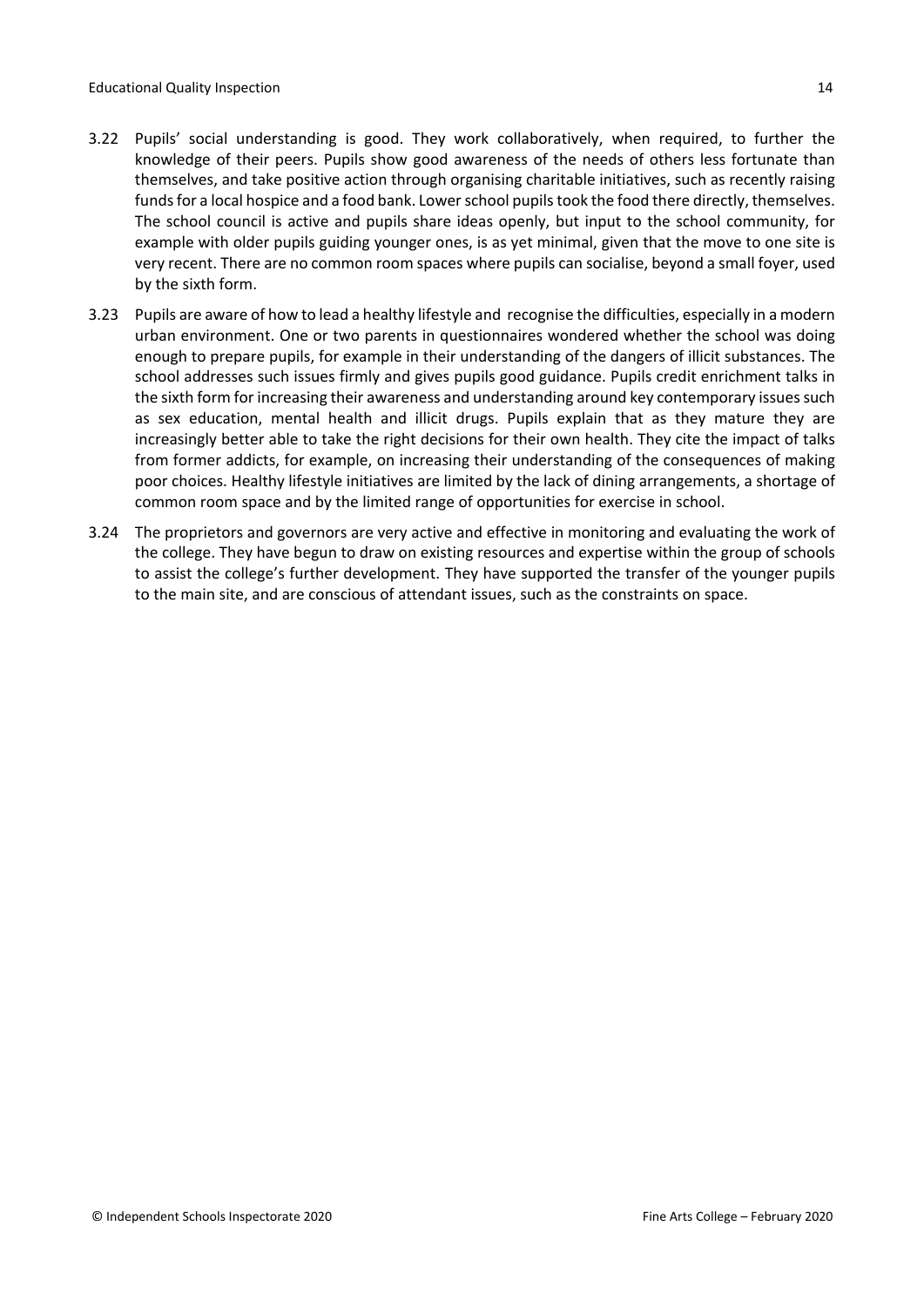3.22 Pupils' social understanding is good. They work collaboratively, when required, to further the knowledge of their peers. Pupils show good awareness of the needs of others less fortunate than themselves, and take positive action through organising charitable initiatives, such as recently raising funds for a local hospice and a food bank. Lower school pupils took the food there directly, themselves. The school council is active and pupils share ideas openly, but input to the school community, for example with older pupils guiding younger ones, is as yet minimal, given that the move to one site is very recent. There are no common room spaces where pupils can socialise, beyond a small foyer, used by the sixth form.

3.23 Pupils are aware of how to lead a healthy lifestyle and recognise the difficulties, especially in a modern urban environment. One or two parents in questionnaires wondered whether the school was doing enough to prepare pupils, for example in their understanding of the dangers of illicit substances. The school addresses such issues firmly and gives pupils good guidance. Pupils credit enrichment talks in the sixth form for increasing their awareness and understanding around key contemporary issues such as sex education, mental health and illicit drugs. Pupils explain that as they mature they are increasingly better able to take the right decisions for their own health. They cite the impact of talks from former addicts, for example, on increasing their understanding of the consequences of making poor choices. Healthy lifestyle initiatives are limited by the lack of dining arrangements, a shortage of common room space and by the limited range of opportunities for exercise in school.

3.24 The proprietors and governors are very active and effective in monitoring and evaluating the work of the college. They have begun to draw on existing resources and expertise within the group of schools to assist the college's further development. They have supported the transfer of the younger pupils to the main site, and are conscious of attendant issues, such as the constraints on space.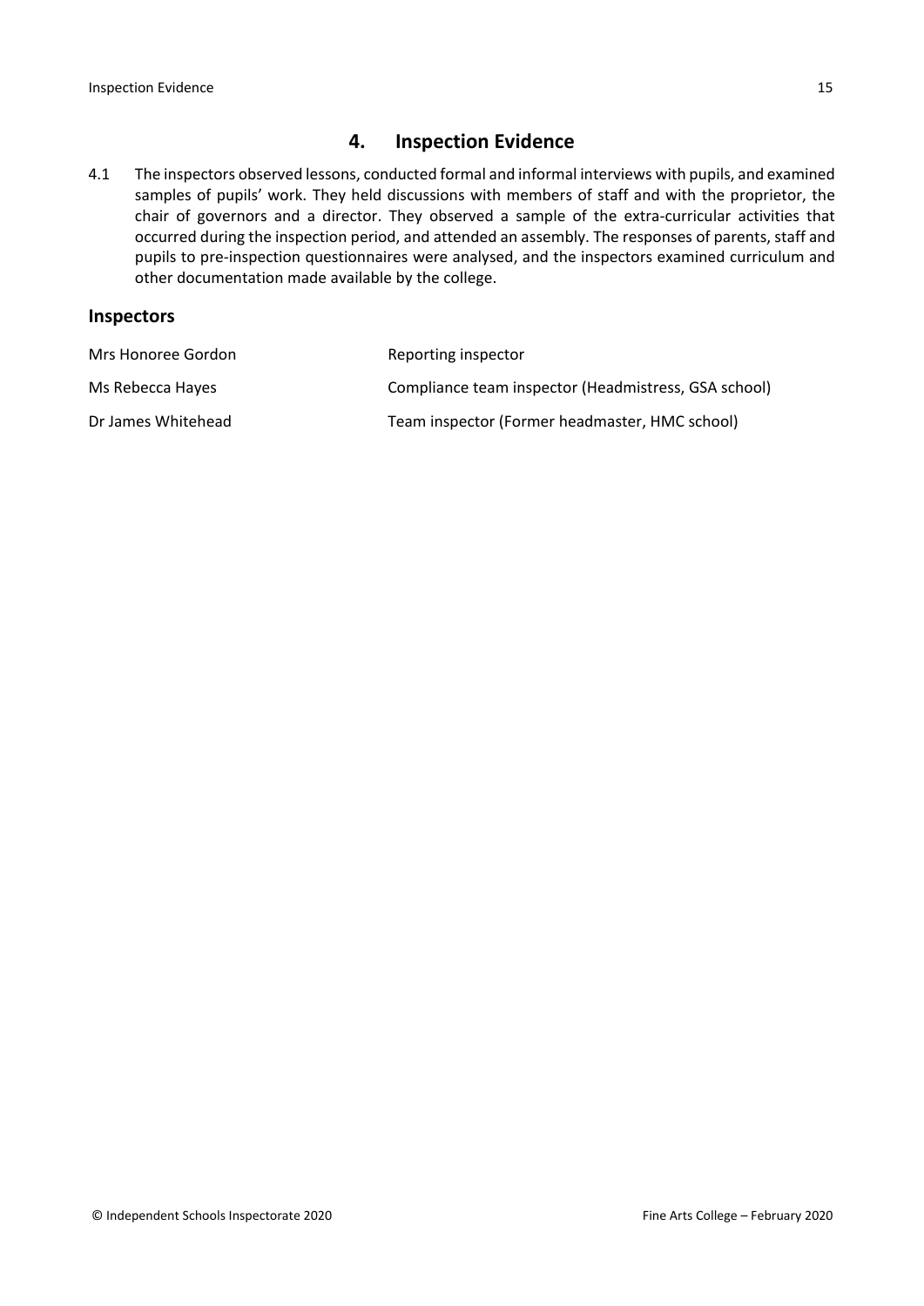## 4. Inspection Evidence

4.1 The inspectors observed lessons, conducted formal and informal interviews with pupils, and examined samples of pupils' work. They held discussions with members of staff and with the proprietor, the chair of governors and a director. They observed a sample of the extra-curricular activities that occurred during the inspection period, and attended an assembly. The responses of parents, staff and pupils to pre-inspection questionnaires were analysed, and the inspectors examined curriculum and other documentation made available by the college.

### Inspectors

| | |
|---|---|
| Mrs Honoree Gordon | Reporting inspector |
| Ms Rebecca Hayes | Compliance team inspector (Headmistress, GSA school) |
| Dr James Whitehead | Team inspector (Former headmaster, HMC school) |